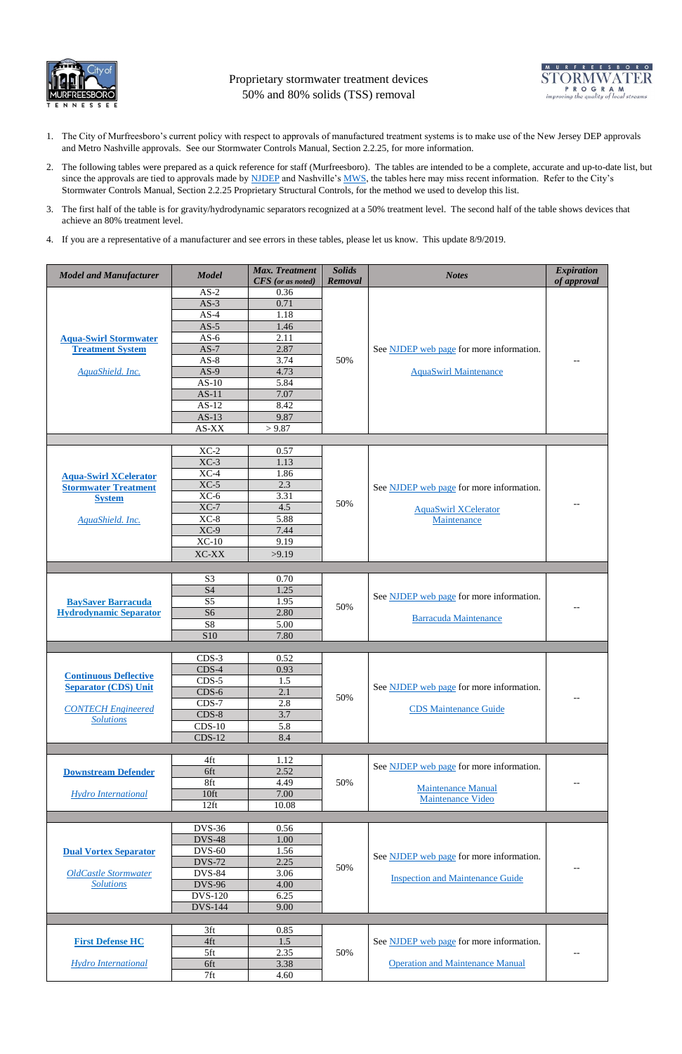# Proprietary stormwater treatment devices
## 50% and 80% solids (TSS) removal

1. The City of Murfreesboro's current policy with respect to approvals of manufactured treatment systems is to make use of the New Jersey DEP approvals and Metro Nashville approvals. See our Stormwater Controls Manual, Section 2.2.25, for more information.

2. The following tables were prepared as a quick reference for staff (Murfreesboro). The tables are intended to be a complete, accurate and up-to-date list, but since the approvals are tied to approvals made by NJDEP and Nashville's MWS, the tables here may miss recent information. Refer to the City's Stormwater Controls Manual, Section 2.2.25 Proprietary Structural Controls, for the method we used to develop this list.

3. The first half of the table is for gravity/hydrodynamic separators recognized at a 50% treatment level. The second half of the table shows devices that achieve an 80% treatment level.

4. If you are a representative of a manufacturer and see errors in these tables, please let us know. This update 8/9/2019.

| *Model and Manufacturer* | *Model* | *Max. Treatment CFS (or as noted)* | *Solids Removal* | *Notes* | *Expiration of approval* |
|---|---|---|---|---|---|
| **Aqua-Swirl Stormwater Treatment System** *AquaShield. Inc.* | AS-2 | 0.36 | 50% | See NJDEP web page for more information. AquaSwirl Maintenance | -- |
| | AS-3 | 0.71 | | | |
| | AS-4 | 1.18 | | | |
| | AS-5 | 1.46 | | | |
| | AS-6 | 2.11 | | | |
| | AS-7 | 2.87 | | | |
| | AS-8 | 3.74 | | | |
| | AS-9 | 4.73 | | | |
| | AS-10 | 5.84 | | | |
| | AS-11 | 7.07 | | | |
| | AS-12 | 8.42 | | | |
| | AS-13 | 9.87 | | | |
| | AS-XX | > 9.87 | | | |
| | | | | | |
| **Aqua-Swirl XCelerator Stormwater Treatment System** *AquaShield. Inc.* | XC-2 | 0.57 | 50% | See NJDEP web page for more information. AquaSwirl XCelerator Maintenance | -- |
| | XC-3 | 1.13 | | | |
| | XC-4 | 1.86 | | | |
| | XC-5 | 2.3 | | | |
| | XC-6 | 3.31 | | | |
| | XC-7 | 4.5 | | | |
| | XC-8 | 5.88 | | | |
| | XC-9 | 7.44 | | | |
| | XC-10 | 9.19 | | | |
| | XC-XX | >9.19 | | | |
| | | | | | |
| **BaySaver Barracuda Hydrodynamic Separator** | S3 | 0.70 | 50% | See NJDEP web page for more information. Barracuda Maintenance | -- |
| | S4 | 1.25 | | | |
| | S5 | 1.95 | | | |
| | S6 | 2.80 | | | |
| | S8 | 5.00 | | | |
| | S10 | 7.80 | | | |
| | | | | | |
| **Continuous Deflective Separator (CDS) Unit** *CONTECH Engineered Solutions* | CDS-3 | 0.52 | 50% | See NJDEP web page for more information. CDS Maintenance Guide | -- |
| | CDS-4 | 0.93 | | | |
| | CDS-5 | 1.5 | | | |
| | CDS-6 | 2.1 | | | |
| | CDS-7 | 2.8 | | | |
| | CDS-8 | 3.7 | | | |
| | CDS-10 | 5.8 | | | |
| | CDS-12 | 8.4 | | | |
| | | | | | |
| **Downstream Defender** *Hydro International* | 4ft | 1.12 | 50% | See NJDEP web page for more information. Maintenance Manual Maintenance Video | -- |
| | 6ft | 2.52 | | | |
| | 8ft | 4.49 | | | |
| | 10ft | 7.00 | | | |
| | 12ft | 10.08 | | | |
| | | | | | |
| **Dual Vortex Separator** *OldCastle Stormwater Solutions* | DVS-36 | 0.56 | 50% | See NJDEP web page for more information. Inspection and Maintenance Guide | -- |
| | DVS-48 | 1.00 | | | |
| | DVS-60 | 1.56 | | | |
| | DVS-72 | 2.25 | | | |
| | DVS-84 | 3.06 | | | |
| | DVS-96 | 4.00 | | | |
| | DVS-120 | 6.25 | | | |
| | DVS-144 | 9.00 | | | |
| | | | | | |
| **First Defense HC** *Hydro International* | 3ft | 0.85 | 50% | See NJDEP web page for more information. Operation and Maintenance Manual | -- |
| | 4ft | 1.5 | | | |
| | 5ft | 2.35 | | | |
| | 6ft | 3.38 | | | |
| | 7ft | 4.60 | | | |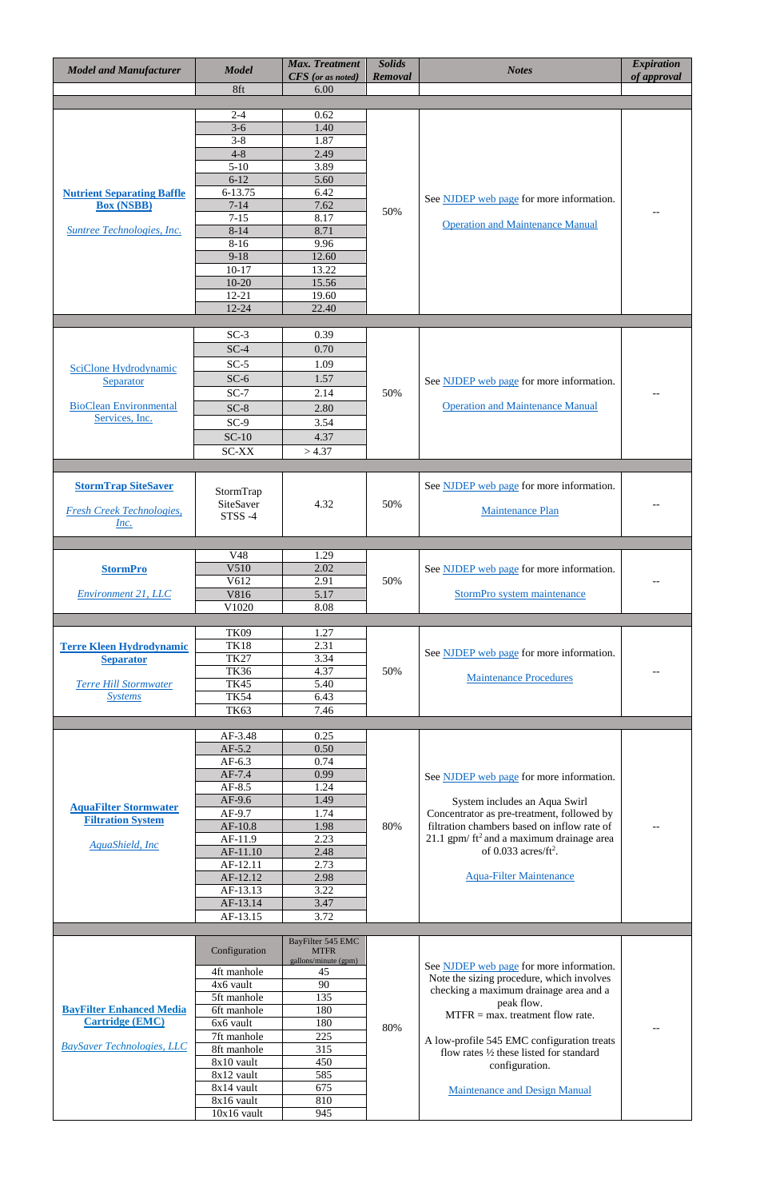| Model and Manufacturer | Model | Max. Treatment CFS (or as noted) | Solids Removal | Notes | Expiration of approval |
|---|---|---|---|---|---|
| | 8ft | 6.00 | | | |
| | | | | | |
| Nutrient Separating Baffle Box (NSBB) Suntree Technologies, Inc. | 2-4 | 0.62 | 50% | See NJDEP web page for more information. Operation and Maintenance Manual | -- |
| | 3-6 | 1.40 | | | |
| | 3-8 | 1.87 | | | |
| | 4-8 | 2.49 | | | |
| | 5-10 | 3.89 | | | |
| | 6-12 | 5.60 | | | |
| | 6-13.75 | 6.42 | | | |
| | 7-14 | 7.62 | | | |
| | 7-15 | 8.17 | | | |
| | 8-14 | 8.71 | | | |
| | 8-16 | 9.96 | | | |
| | 9-18 | 12.60 | | | |
| | 10-17 | 13.22 | | | |
| | 10-20 | 15.56 | | | |
| | 12-21 | 19.60 | | | |
| | 12-24 | 22.40 | | | |
| | | | | | |
| SciClone Hydrodynamic Separator BioClean Environmental Services, Inc. | SC-3 | 0.39 | 50% | See NJDEP web page for more information. Operation and Maintenance Manual | -- |
| | SC-4 | 0.70 | | | |
| | SC-5 | 1.09 | | | |
| | SC-6 | 1.57 | | | |
| | SC-7 | 2.14 | | | |
| | SC-8 | 2.80 | | | |
| | SC-9 | 3.54 | | | |
| | SC-10 | 4.37 | | | |
| | SC-XX | > 4.37 | | | |
| | | | | | |
| StormTrap SiteSaver Fresh Creek Technologies, Inc. | StormTrap SiteSaver STSS -4 | 4.32 | 50% | See NJDEP web page for more information. Maintenance Plan | -- |
| | | | | | |
| StormPro Environment 21, LLC | V48 | 1.29 | 50% | See NJDEP web page for more information. StormPro system maintenance | -- |
| | V510 | 2.02 | | | |
| | V612 | 2.91 | | | |
| | V816 | 5.17 | | | |
| | V1020 | 8.08 | | | |
| | | | | | |
| Terre Kleen Hydrodynamic Separator Terre Hill Stormwater Systems | TK09 | 1.27 | 50% | See NJDEP web page for more information. Maintenance Procedures | -- |
| | TK18 | 2.31 | | | |
| | TK27 | 3.34 | | | |
| | TK36 | 4.37 | | | |
| | TK45 | 5.40 | | | |
| | TK54 | 6.43 | | | |
| | TK63 | 7.46 | | | |
| | | | | | |
| AquaFilter Stormwater Filtration System AquaShield, Inc | AF-3.48 | 0.25 | 80% | See NJDEP web page for more information. System includes an Aqua Swirl Concentrator as pre-treatment, followed by filtration chambers based on inflow rate of 21.1 gpm/ $ft^2$ and a maximum drainage area of 0.033 acres/$ft^2$. Aqua-Filter Maintenance | -- |
| | AF-5.2 | 0.50 | | | |
| | AF-6.3 | 0.74 | | | |
| | AF-7.4 | 0.99 | | | |
| | AF-8.5 | 1.24 | | | |
| | AF-9.6 | 1.49 | | | |
| | AF-9.7 | 1.74 | | | |
| | AF-10.8 | 1.98 | | | |
| | AF-11.9 | 2.23 | | | |
| | AF-11.10 | 2.48 | | | |
| | AF-12.11 | 2.73 | | | |
| | AF-12.12 | 2.98 | | | |
| | AF-13.13 | 3.22 | | | |
| | AF-13.14 | 3.47 | | | |
| | AF-13.15 | 3.72 | | | |
| | | | | | |
| BayFilter Enhanced Media Cartridge (EMC) BaySaver Technologies, LLC | Configuration | BayFilter 545 EMC MTFR gallons/minute (gpm) | 80% | See NJDEP web page for more information. Note the sizing procedure, which involves checking a maximum drainage area and a peak flow. MTFR = max. treatment flow rate. A low-profile 545 EMC configuration treats flow rates ½ these listed for standard configuration. Maintenance and Design Manual | -- |
| | 4ft manhole | 45 | | | |
| | 4x6 vault | 90 | | | |
| | 5ft manhole | 135 | | | |
| | 6ft manhole | 180 | | | |
| | 6x6 vault | 180 | | | |
| | 7ft manhole | 225 | | | |
| | 8ft manhole | 315 | | | |
| | 8x10 vault | 450 | | | |
| | 8x12 vault | 585 | | | |
| | 8x14 vault | 675 | | | |
| | 8x16 vault | 810 | | | |
| | 10x16 vault | 945 | | | |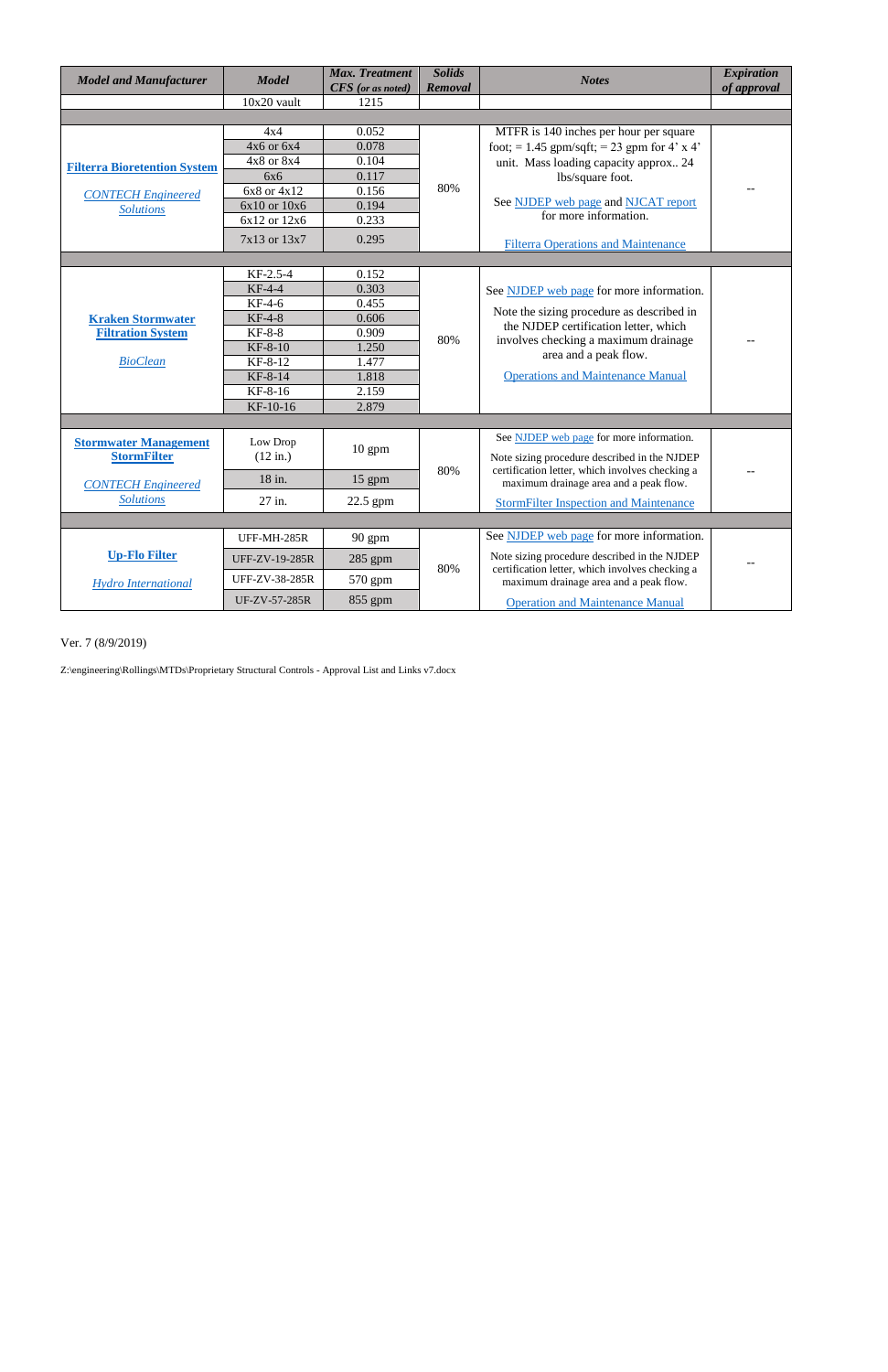| *Model and Manufacturer* | *Model* | *Max. Treatment CFS (or as noted)* | *Solids Removal* | *Notes* | *Expiration of approval* |
|---|---|---|---|---|---|
| | 10x20 vault | 1215 | | | |
| | | | | | |
| **Filterra Bioretention System** *CONTECH Engineered Solutions* | 4x4 | 0.052 | 80% | MTFR is 140 inches per hour per square foot; = 1.45 gpm/sqft; = 23 gpm for 4' x 4' unit. Mass loading capacity approx.. 24 lbs/square foot. See NJDEP web page and NJCAT report for more information. Filterra Operations and Maintenance | -- |
| | 4x6 or 6x4 | 0.078 | | | |
| | 4x8 or 8x4 | 0.104 | | | |
| | 6x6 | 0.117 | | | |
| | 6x8 or 4x12 | 0.156 | | | |
| | 6x10 or 10x6 | 0.194 | | | |
| | 6x12 or 12x6 | 0.233 | | | |
| | 7x13 or 13x7 | 0.295 | | | |
| | | | | | |
| **Kraken Stormwater Filtration System** *BioClean* | KF-2.5-4 | 0.152 | 80% | See NJDEP web page for more information. Note the sizing procedure as described in the NJDEP certification letter, which involves checking a maximum drainage area and a peak flow. Operations and Maintenance Manual | -- |
| | KF-4-4 | 0.303 | | | |
| | KF-4-6 | 0.455 | | | |
| | KF-4-8 | 0.606 | | | |
| | KF-8-8 | 0.909 | | | |
| | KF-8-10 | 1.250 | | | |
| | KF-8-12 | 1.477 | | | |
| | KF-8-14 | 1.818 | | | |
| | KF-8-16 | 2.159 | | | |
| | KF-10-16 | 2.879 | | | |
| | | | | | |
| **Stormwater Management StormFilter** *CONTECH Engineered Solutions* | Low Drop (12 in.) | 10 gpm | 80% | See NJDEP web page for more information. Note sizing procedure described in the NJDEP certification letter, which involves checking a maximum drainage area and a peak flow. StormFilter Inspection and Maintenance | -- |
| | 18 in. | 15 gpm | | | |
| | 27 in. | 22.5 gpm | | | |
| | | | | | |
| **Up-Flo Filter** *Hydro International* | UFF-MH-285R | 90 gpm | 80% | See NJDEP web page for more information. Note sizing procedure described in the NJDEP certification letter, which involves checking a maximum drainage area and a peak flow. Operation and Maintenance Manual | -- |
| | UFF-ZV-19-285R | 285 gpm | | | |
| | UFF-ZV-38-285R | 570 gpm | | | |
| | UF-ZV-57-285R | 855 gpm | | | |

Ver. 7 (8/9/2019)

Z:\engineering\Rollings\MTDs\Proprietary Structural Controls - Approval List and Links v7.docx